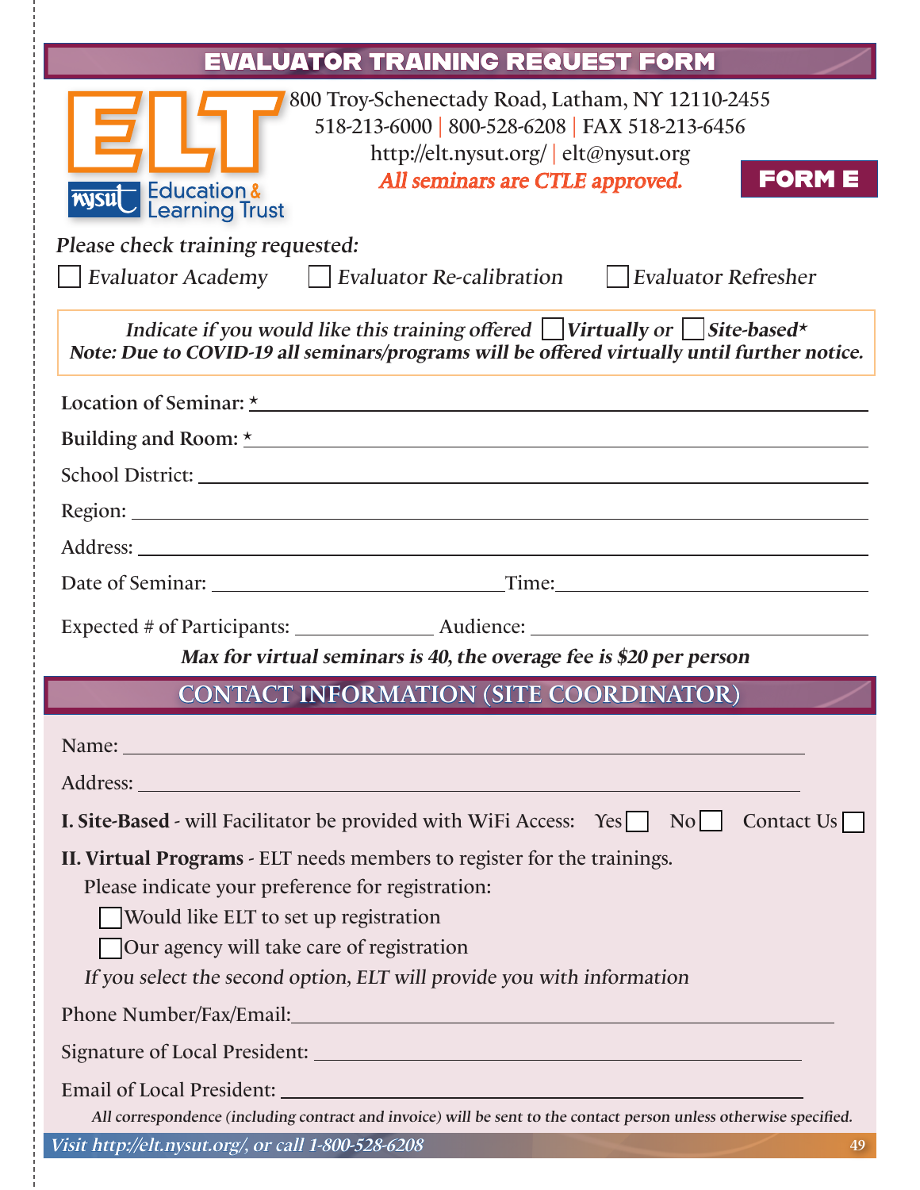# EVALUATOR TRAINING REQUEST FORM

ELT — nysut Education & Learning Trust

800 Troy-Schenectady Road, Latham, NY 12110-2455
518-213-6000 | 800-528-6208 | FAX 518-213-6456
http://elt.nysut.org/ | elt@nysut.org
*All seminars are CTLE approved.*

**FORM E**

*Please check training requested:*

☐ *Evaluator Academy* ☐ *Evaluator Re-calibration* ☐ *Evaluator Refresher*

*Indicate if you would like this training offered* ☐ ***Virtually*** *or* ☐ ***Site-based**** 
***Note: Due to COVID-19 all seminars/programs will be offered virtually until further notice.***

Location of Seminar: * ______________________________

Building and Room: * ______________________________

School District: ______________________________

Region: ______________________________

Address: ______________________________

Date of Seminar: ______________________ Time: ______________________

Expected # of Participants: ____________ Audience: ______________________

***Max for virtual seminars is 40, the overage fee is $20 per person***

## CONTACT INFORMATION (SITE COORDINATOR)

Name: ______________________________

Address: ______________________________

**I. Site-Based** - will Facilitator be provided with WiFi Access: Yes ☐ No ☐ Contact Us ☐

**II. Virtual Programs** - ELT needs members to register for the trainings.
Please indicate your preference for registration:

☐ Would like ELT to set up registration
☐ Our agency will take care of registration

*If you select the second option, ELT will provide you with information*

Phone Number/Fax/Email: ______________________________

Signature of Local President: ______________________________

Email of Local President: ______________________________

*All correspondence (including contract and invoice) will be sent to the contact person unless otherwise specified.*

*Visit http://elt.nysut.org/, or call 1-800-528-6208*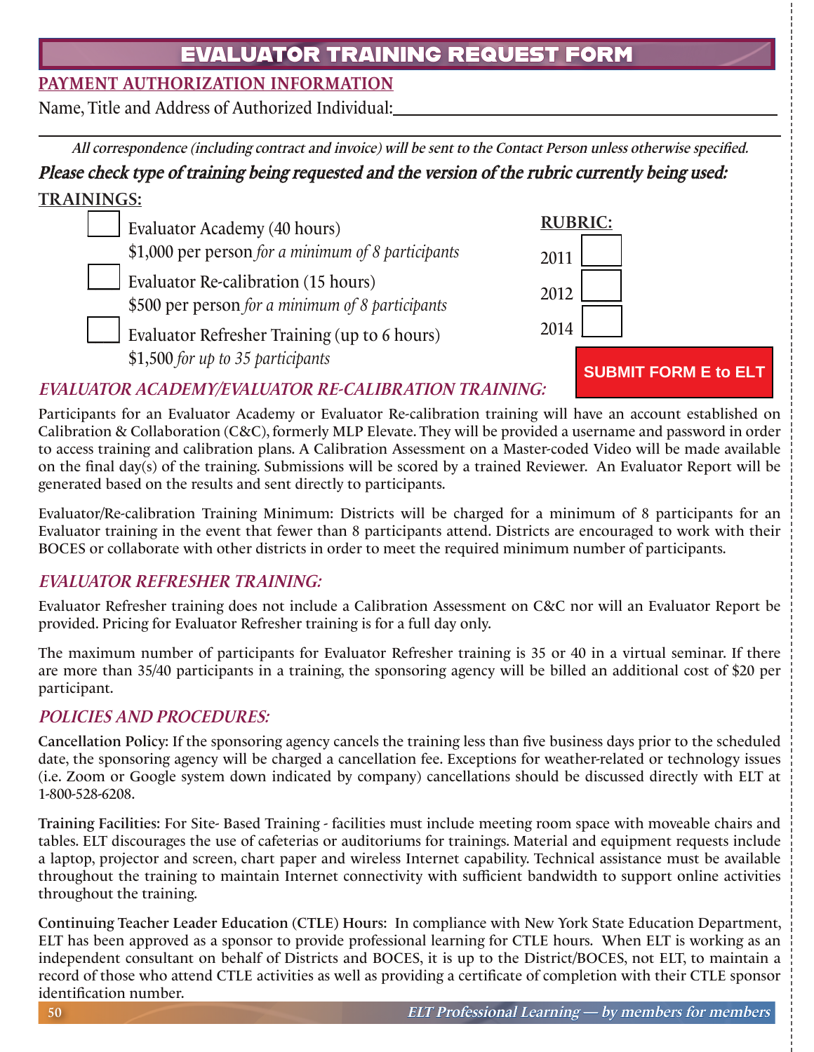# EVALUATOR TRAINING REQUEST FORM

## PAYMENT AUTHORIZATION INFORMATION

Name, Title and Address of Authorized Individual:______________________________________________

______________________________________________________________________________

*All correspondence (including contract and invoice) will be sent to the Contact Person unless otherwise specified.*

***Please check type of training being requested and the version of the rubric currently being used:***

**TRAININGS:**

☐ Evaluator Academy (40 hours)
$1,000 per person *for a minimum of 8 participants*

☐ Evaluator Re-calibration (15 hours)
$500 per person *for a minimum of 8 participants*

☐ Evaluator Refresher Training (up to 6 hours)
$1,500 *for up to 35 participants*

**RUBRIC:**

2011 ☐

2012 ☐

2014 ☐

**SUBMIT FORM E to ELT**

### *EVALUATOR ACADEMY/EVALUATOR RE-CALIBRATION TRAINING:*

Participants for an Evaluator Academy or Evaluator Re-calibration training will have an account established on Calibration & Collaboration (C&C), formerly MLP Elevate. They will be provided a username and password in order to access training and calibration plans. A Calibration Assessment on a Master-coded Video will be made available on the final day(s) of the training. Submissions will be scored by a trained Reviewer. An Evaluator Report will be generated based on the results and sent directly to participants.

Evaluator/Re-calibration Training Minimum: Districts will be charged for a minimum of 8 participants for an Evaluator training in the event that fewer than 8 participants attend. Districts are encouraged to work with their BOCES or collaborate with other districts in order to meet the required minimum number of participants.

### *EVALUATOR REFRESHER TRAINING:*

Evaluator Refresher training does not include a Calibration Assessment on C&C nor will an Evaluator Report be provided. Pricing for Evaluator Refresher training is for a full day only.

The maximum number of participants for Evaluator Refresher training is 35 or 40 in a virtual seminar. If there are more than 35/40 participants in a training, the sponsoring agency will be billed an additional cost of $20 per participant.

### *POLICIES AND PROCEDURES:*

**Cancellation Policy:** If the sponsoring agency cancels the training less than five business days prior to the scheduled date, the sponsoring agency will be charged a cancellation fee. Exceptions for weather-related or technology issues (i.e. Zoom or Google system down indicated by company) cancellations should be discussed directly with ELT at 1-800-528-6208.

**Training Facilities:** For Site- Based Training - facilities must include meeting room space with moveable chairs and tables. ELT discourages the use of cafeterias or auditoriums for trainings. Material and equipment requests include a laptop, projector and screen, chart paper and wireless Internet capability. Technical assistance must be available throughout the training to maintain Internet connectivity with sufficient bandwidth to support online activities throughout the training.

**Continuing Teacher Leader Education (CTLE) Hours:** In compliance with New York State Education Department, ELT has been approved as a sponsor to provide professional learning for CTLE hours. When ELT is working as an independent consultant on behalf of Districts and BOCES, it is up to the District/BOCES, not ELT, to maintain a record of those who attend CTLE activities as well as providing a certificate of completion with their CTLE sponsor identification number.